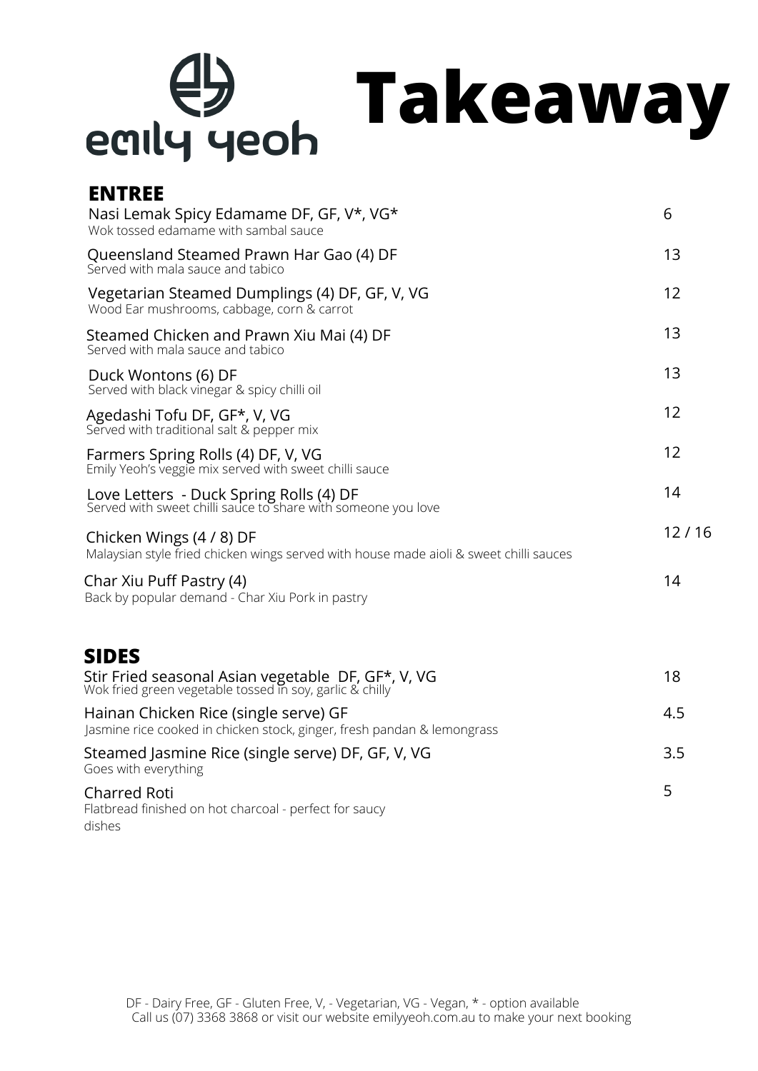emily yeoh

# Takeaway

## ENTREE

| Item | Price |
|---|---|
| Nasi Lemak Spicy Edamame DF, GF, V*, VG*<br>Wok tossed edamame with sambal sauce | 6 |
| Queensland Steamed Prawn Har Gao (4) DF<br>Served with mala sauce and tabico | 13 |
| Vegetarian Steamed Dumplings (4) DF, GF, V, VG<br>Wood Ear mushrooms, cabbage, corn & carrot | 12 |
| Steamed Chicken and Prawn Xiu Mai (4) DF<br>Served with mala sauce and tabico | 13 |
| Duck Wontons (6) DF<br>Served with black vinegar & spicy chilli oil | 13 |
| Agedashi Tofu DF, GF*, V, VG<br>Served with traditional salt & pepper mix | 12 |
| Farmers Spring Rolls (4) DF, V, VG<br>Emily Yeoh's veggie mix served with sweet chilli sauce | 12 |
| Love Letters - Duck Spring Rolls (4) DF<br>Served with sweet chilli sauce to share with someone you love | 14 |
| Chicken Wings (4 / 8) DF<br>Malaysian style fried chicken wings served with house made aioli & sweet chilli sauces | 12 / 16 |
| Char Xiu Puff Pastry (4)<br>Back by popular demand - Char Xiu Pork in pastry | 14 |

## SIDES

| Item | Price |
|---|---|
| Stir Fried seasonal Asian vegetable DF, GF*, V, VG<br>Wok fried green vegetable tossed in soy, garlic & chilly | 18 |
| Hainan Chicken Rice (single serve) GF<br>Jasmine rice cooked in chicken stock, ginger, fresh pandan & lemongrass | 4.5 |
| Steamed Jasmine Rice (single serve) DF, GF, V, VG<br>Goes with everything | 3.5 |
| Charred Roti<br>Flatbread finished on hot charcoal - perfect for saucy dishes | 5 |

DF - Dairy Free, GF - Gluten Free, V, - Vegetarian, VG - Vegan, * - option available
Call us (07) 3368 3868 or visit our website emilyyeoh.com.au to make your next booking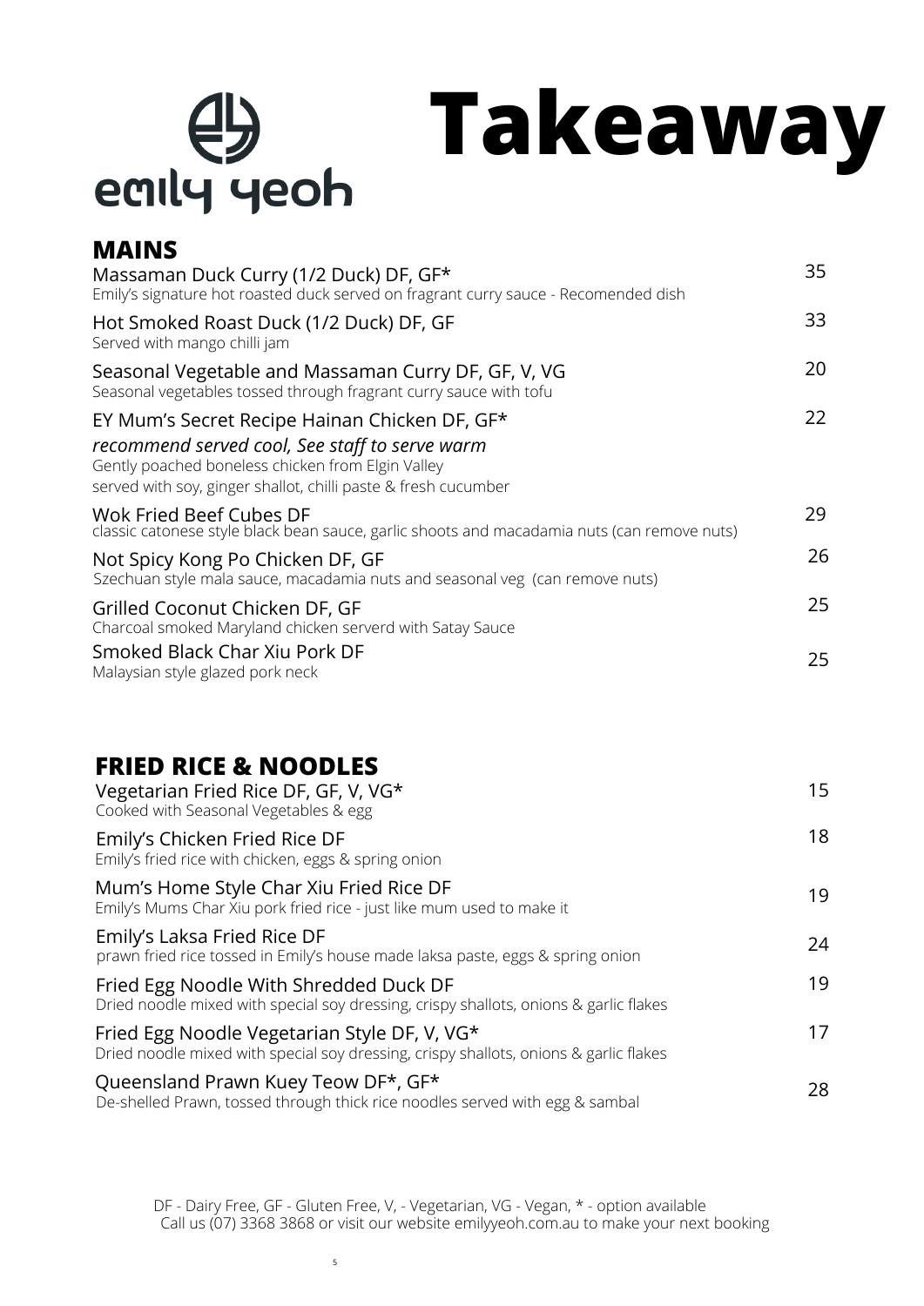emily yeoh

# Takeaway

## MAINS

| | |
|---|---|
| Massaman Duck Curry (1/2 Duck) DF, GF*<br>Emily's signature hot roasted duck served on fragrant curry sauce - Recomended dish | 35 |
| Hot Smoked Roast Duck (1/2 Duck) DF, GF<br>Served with mango chilli jam | 33 |
| Seasonal Vegetable and Massaman Curry DF, GF, V, VG<br>Seasonal vegetables tossed through fragrant curry sauce with tofu | 20 |
| EY Mum's Secret Recipe Hainan Chicken DF, GF*<br>*recommend served cool, See staff to serve warm*<br>Gently poached boneless chicken from Elgin Valley<br>served with soy, ginger shallot, chilli paste & fresh cucumber | 22 |
| Wok Fried Beef Cubes DF<br>classic catonese style black bean sauce, garlic shoots and macadamia nuts (can remove nuts) | 29 |
| Not Spicy Kong Po Chicken DF, GF<br>Szechuan style mala sauce, macadamia nuts and seasonal veg (can remove nuts) | 26 |
| Grilled Coconut Chicken DF, GF<br>Charcoal smoked Maryland chicken serverd with Satay Sauce | 25 |
| Smoked Black Char Xiu Pork DF<br>Malaysian style glazed pork neck | 25 |

## FRIED RICE & NOODLES

| | |
|---|---|
| Vegetarian Fried Rice DF, GF, V, VG*<br>Cooked with Seasonal Vegetables & egg | 15 |
| Emily's Chicken Fried Rice DF<br>Emily's fried rice with chicken, eggs & spring onion | 18 |
| Mum's Home Style Char Xiu Fried Rice DF<br>Emily's Mums Char Xiu pork fried rice - just like mum used to make it | 19 |
| Emily's Laksa Fried Rice DF<br>prawn fried rice tossed in Emily's house made laksa paste, eggs & spring onion | 24 |
| Fried Egg Noodle With Shredded Duck DF<br>Dried noodle mixed with special soy dressing, crispy shallots, onions & garlic flakes | 19 |
| Fried Egg Noodle Vegetarian Style DF, V, VG*<br>Dried noodle mixed with special soy dressing, crispy shallots, onions & garlic flakes | 17 |
| Queensland Prawn Kuey Teow DF*, GF*<br>De-shelled Prawn, tossed through thick rice noodles served with egg & sambal | 28 |

DF - Dairy Free, GF - Gluten Free, V, - Vegetarian, VG - Vegan, * - option available
Call us (07) 3368 3868 or visit our website emilyyeoh.com.au to make your next booking